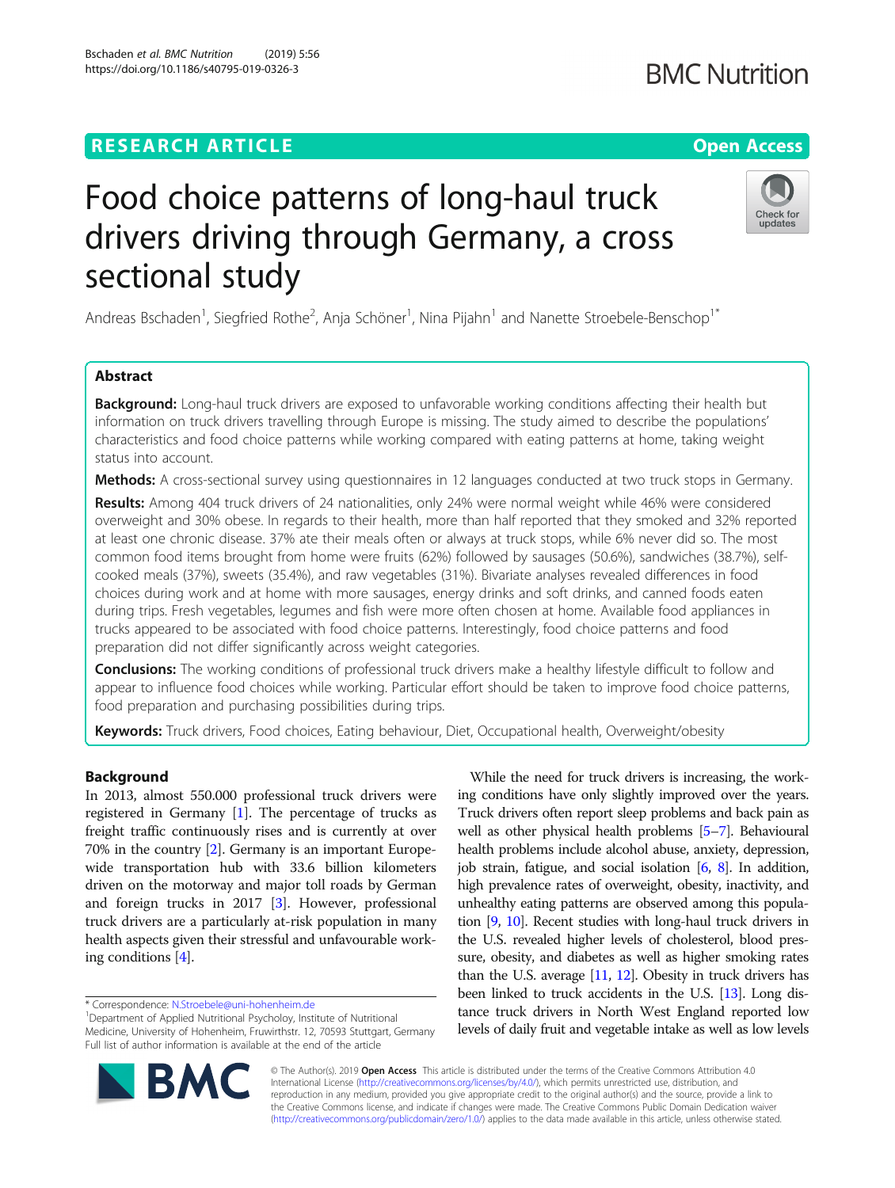# Food choice patterns of long-haul truck drivers driving through Germany, a cross sectional study

Andreas Bschaden[1], Siegfried Rothe[2], Anja Schöner[1], Nina Pijahn[1] and Nanette Stroebele-Benschop[1*]

## Abstract

**Background:** Long-haul truck drivers are exposed to unfavorable working conditions affecting their health but information on truck drivers travelling through Europe is missing. The study aimed to describe the populations' characteristics and food choice patterns while working compared with eating patterns at home, taking weight status into account.

**Methods:** A cross-sectional survey using questionnaires in 12 languages conducted at two truck stops in Germany.

**Results:** Among 404 truck drivers of 24 nationalities, only 24% were normal weight while 46% were considered overweight and 30% obese. In regards to their health, more than half reported that they smoked and 32% reported at least one chronic disease. 37% ate their meals often or always at truck stops, while 6% never did so. The most common food items brought from home were fruits (62%) followed by sausages (50.6%), sandwiches (38.7%), self-cooked meals (37%), sweets (35.4%), and raw vegetables (31%). Bivariate analyses revealed differences in food choices during work and at home with more sausages, energy drinks and soft drinks, and canned foods eaten during trips. Fresh vegetables, legumes and fish were more often chosen at home. Available food appliances in trucks appeared to be associated with food choice patterns. Interestingly, food choice patterns and food preparation did not differ significantly across weight categories.

**Conclusions:** The working conditions of professional truck drivers make a healthy lifestyle difficult to follow and appear to influence food choices while working. Particular effort should be taken to improve food choice patterns, food preparation and purchasing possibilities during trips.

**Keywords:** Truck drivers, Food choices, Eating behaviour, Diet, Occupational health, Overweight/obesity

## Background

In 2013, almost 550.000 professional truck drivers were registered in Germany [1]. The percentage of trucks as freight traffic continuously rises and is currently at over 70% in the country [2]. Germany is an important Europe-wide transportation hub with 33.6 billion kilometers driven on the motorway and major toll roads by German and foreign trucks in 2017 [3]. However, professional truck drivers are a particularly at-risk population in many health aspects given their stressful and unfavourable working conditions [4].

While the need for truck drivers is increasing, the working conditions have only slightly improved over the years. Truck drivers often report sleep problems and back pain as well as other physical health problems [5–7]. Behavioural health problems include alcohol abuse, anxiety, depression, job strain, fatigue, and social isolation [6, 8]. In addition, high prevalence rates of overweight, obesity, inactivity, and unhealthy eating patterns are observed among this population [9, 10]. Recent studies with long-haul truck drivers in the U.S. revealed higher levels of cholesterol, blood pressure, obesity, and diabetes as well as higher smoking rates than the U.S. average [11, 12]. Obesity in truck drivers has been linked to truck accidents in the U.S. [13]. Long distance truck drivers in North West England reported low levels of daily fruit and vegetable intake as well as low levels

\* Correspondence: N.Stroebele@uni-hohenheim.de
[1]Department of Applied Nutritional Psycholoy, Institute of Nutritional Medicine, University of Hohenheim, Fruwirthstr. 12, 70593 Stuttgart, Germany
Full list of author information is available at the end of the article

© The Author(s). 2019 **Open Access** This article is distributed under the terms of the Creative Commons Attribution 4.0 International License (http://creativecommons.org/licenses/by/4.0/), which permits unrestricted use, distribution, and reproduction in any medium, provided you give appropriate credit to the original author(s) and the source, provide a link to the Creative Commons license, and indicate if changes were made. The Creative Commons Public Domain Dedication waiver (http://creativecommons.org/publicdomain/zero/1.0/) applies to the data made available in this article, unless otherwise stated.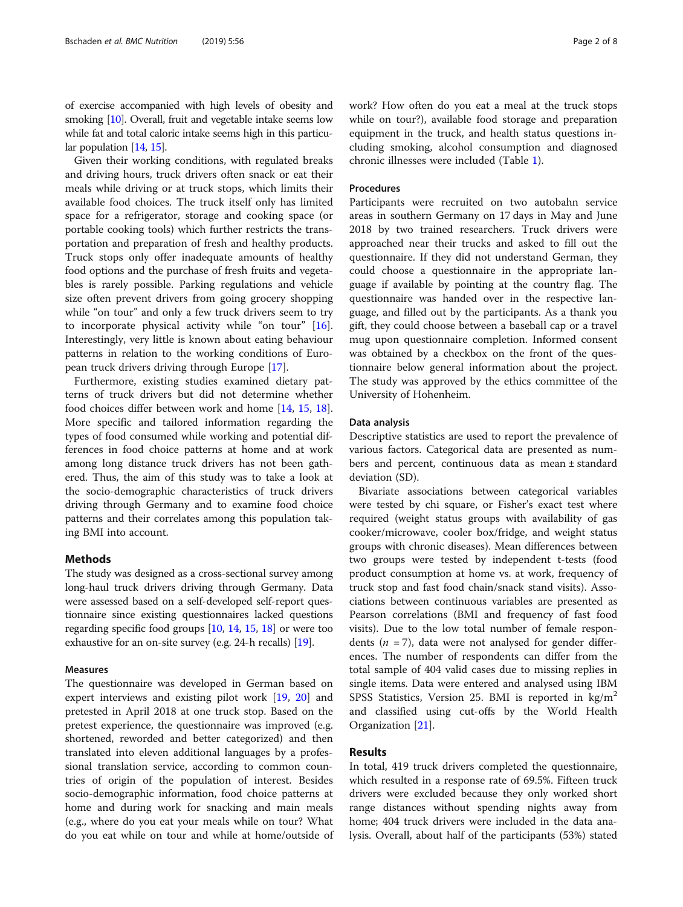of exercise accompanied with high levels of obesity and smoking [10]. Overall, fruit and vegetable intake seems low while fat and total caloric intake seems high in this particular population [14, 15].

Given their working conditions, with regulated breaks and driving hours, truck drivers often snack or eat their meals while driving or at truck stops, which limits their available food choices. The truck itself only has limited space for a refrigerator, storage and cooking space (or portable cooking tools) which further restricts the transportation and preparation of fresh and healthy products. Truck stops only offer inadequate amounts of healthy food options and the purchase of fresh fruits and vegetables is rarely possible. Parking regulations and vehicle size often prevent drivers from going grocery shopping while "on tour" and only a few truck drivers seem to try to incorporate physical activity while "on tour" [16]. Interestingly, very little is known about eating behaviour patterns in relation to the working conditions of European truck drivers driving through Europe [17].

Furthermore, existing studies examined dietary patterns of truck drivers but did not determine whether food choices differ between work and home [14, 15, 18]. More specific and tailored information regarding the types of food consumed while working and potential differences in food choice patterns at home and at work among long distance truck drivers has not been gathered. Thus, the aim of this study was to take a look at the socio-demographic characteristics of truck drivers driving through Germany and to examine food choice patterns and their correlates among this population taking BMI into account.

## Methods

The study was designed as a cross-sectional survey among long-haul truck drivers driving through Germany. Data were assessed based on a self-developed self-report questionnaire since existing questionnaires lacked questions regarding specific food groups [10, 14, 15, 18] or were too exhaustive for an on-site survey (e.g. 24-h recalls) [19].

### Measures

The questionnaire was developed in German based on expert interviews and existing pilot work [19, 20] and pretested in April 2018 at one truck stop. Based on the pretest experience, the questionnaire was improved (e.g. shortened, reworded and better categorized) and then translated into eleven additional languages by a professional translation service, according to common countries of origin of the population of interest. Besides socio-demographic information, food choice patterns at home and during work for snacking and main meals (e.g., where do you eat your meals while on tour? What do you eat while on tour and while at home/outside of work? How often do you eat a meal at the truck stops while on tour?), available food storage and preparation equipment in the truck, and health status questions including smoking, alcohol consumption and diagnosed chronic illnesses were included (Table 1).

### Procedures

Participants were recruited on two autobahn service areas in southern Germany on 17 days in May and June 2018 by two trained researchers. Truck drivers were approached near their trucks and asked to fill out the questionnaire. If they did not understand German, they could choose a questionnaire in the appropriate language if available by pointing at the country flag. The questionnaire was handed over in the respective language, and filled out by the participants. As a thank you gift, they could choose between a baseball cap or a travel mug upon questionnaire completion. Informed consent was obtained by a checkbox on the front of the questionnaire below general information about the project. The study was approved by the ethics committee of the University of Hohenheim.

### Data analysis

Descriptive statistics are used to report the prevalence of various factors. Categorical data are presented as numbers and percent, continuous data as mean ± standard deviation (SD).

Bivariate associations between categorical variables were tested by chi square, or Fisher's exact test where required (weight status groups with availability of gas cooker/microwave, cooler box/fridge, and weight status groups with chronic diseases). Mean differences between two groups were tested by independent t-tests (food product consumption at home vs. at work, frequency of truck stop and fast food chain/snack stand visits). Associations between continuous variables are presented as Pearson correlations (BMI and frequency of fast food visits). Due to the low total number of female respondents ($n$ = 7), data were not analysed for gender differences. The number of respondents can differ from the total sample of 404 valid cases due to missing replies in single items. Data were entered and analysed using IBM SPSS Statistics, Version 25. BMI is reported in $kg/m^2$ and classified using cut-offs by the World Health Organization [21].

## Results

In total, 419 truck drivers completed the questionnaire, which resulted in a response rate of 69.5%. Fifteen truck drivers were excluded because they only worked short range distances without spending nights away from home; 404 truck drivers were included in the data analysis. Overall, about half of the participants (53%) stated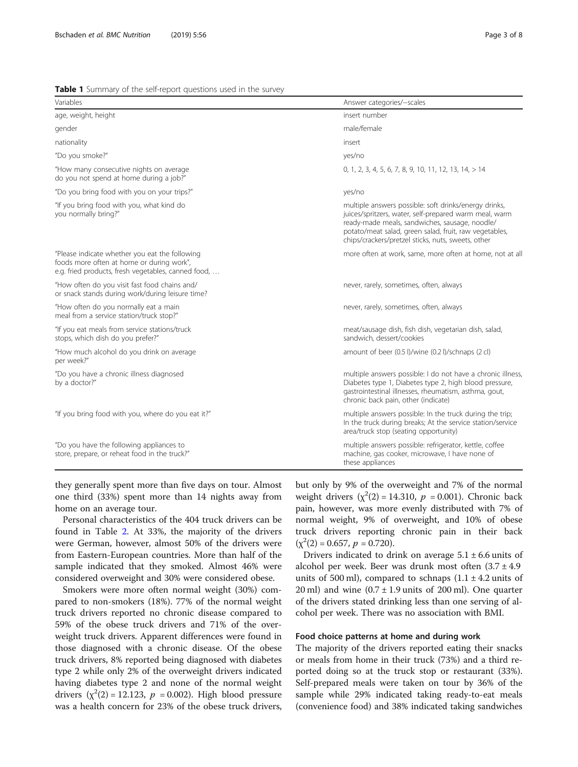**Table 1** Summary of the self-report questions used in the survey

| Variables | Answer categories/−scales |
| --- | --- |
| age, weight, height | insert number |
| gender | male/female |
| nationality | insert |
| "Do you smoke?" | yes/no |
| "How many consecutive nights on average do you not spend at home during a job?" | 0, 1, 2, 3, 4, 5, 6, 7, 8, 9, 10, 11, 12, 13, 14, > 14 |
| "Do you bring food with you on your trips?" | yes/no |
| "If you bring food with you, what kind do you normally bring?" | multiple answers possible: soft drinks/energy drinks, juices/spritzers, water, self-prepared warm meal, warm ready-made meals, sandwiches, sausage, noodle/ potato/meat salad, green salad, fruit, raw vegetables, chips/crackers/pretzel sticks, nuts, sweets, other |
| "Please indicate whether you eat the following foods more often at home or during work", e.g. fried products, fresh vegetables, canned food, … | more often at work, same, more often at home, not at all |
| "How often do you visit fast food chains and/ or snack stands during work/during leisure time? | never, rarely, sometimes, often, always |
| "How often do you normally eat a main meal from a service station/truck stop?" | never, rarely, sometimes, often, always |
| "If you eat meals from service stations/truck stops, which dish do you prefer?" | meat/sausage dish, fish dish, vegetarian dish, salad, sandwich, dessert/cookies |
| "How much alcohol do you drink on average per week?" | amount of beer (0.5 l)/wine (0.2 l)/schnaps (2 cl) |
| "Do you have a chronic illness diagnosed by a doctor?" | multiple answers possible: I do not have a chronic illness, Diabetes type 1, Diabetes type 2, high blood pressure, gastrointestinal illnesses, rheumatism, asthma, gout, chronic back pain, other (indicate) |
| "If you bring food with you, where do you eat it?" | multiple answers possible: In the truck during the trip; In the truck during breaks; At the service station/service area/truck stop (seating opportunity) |
| "Do you have the following appliances to store, prepare, or reheat food in the truck?" | multiple answers possible: refrigerator, kettle, coffee machine, gas cooker, microwave, I have none of these appliances |

they generally spent more than five days on tour. Almost one third (33%) spent more than 14 nights away from home on an average tour.

Personal characteristics of the 404 truck drivers can be found in Table 2. At 33%, the majority of the drivers were German, however, almost 50% of the drivers were from Eastern-European countries. More than half of the sample indicated that they smoked. Almost 46% were considered overweight and 30% were considered obese.

Smokers were more often normal weight (30%) compared to non-smokers (18%). 77% of the normal weight truck drivers reported no chronic disease compared to 59% of the obese truck drivers and 71% of the overweight truck drivers. Apparent differences were found in those diagnosed with a chronic disease. Of the obese truck drivers, 8% reported being diagnosed with diabetes type 2 while only 2% of the overweight drivers indicated having diabetes type 2 and none of the normal weight drivers ($\chi^2(2) = 12.123$, $p = 0.002$). High blood pressure was a health concern for 23% of the obese truck drivers, but only by 9% of the overweight and 7% of the normal weight drivers ($\chi^2(2) = 14.310$, $p = 0.001$). Chronic back pain, however, was more evenly distributed with 7% of normal weight, 9% of overweight, and 10% of obese truck drivers reporting chronic pain in their back ($\chi^2(2) = 0.657$, $p = 0.720$).

Drivers indicated to drink on average $5.1 \pm 6.6$ units of alcohol per week. Beer was drunk most often ($3.7 \pm 4.9$ units of 500 ml), compared to schnaps ($1.1 \pm 4.2$ units of 20 ml) and wine ($0.7 \pm 1.9$ units of 200 ml). One quarter of the drivers stated drinking less than one serving of alcohol per week. There was no association with BMI.

## Food choice patterns at home and during work

The majority of the drivers reported eating their snacks or meals from home in their truck (73%) and a third reported doing so at the truck stop or restaurant (33%). Self-prepared meals were taken on tour by 36% of the sample while 29% indicated taking ready-to-eat meals (convenience food) and 38% indicated taking sandwiches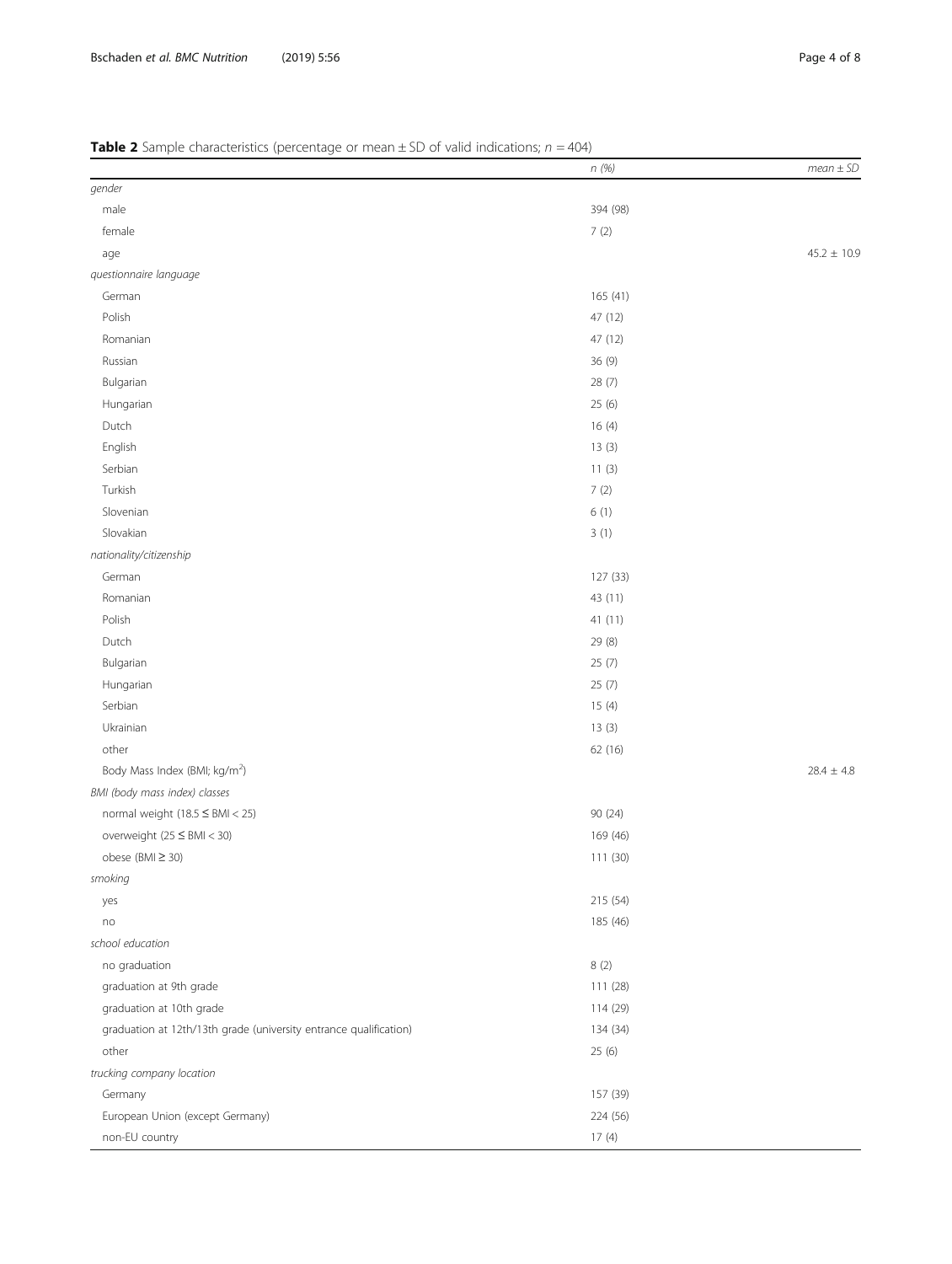**Table 2** Sample characteristics (percentage or mean ± SD of valid indications; *n* = 404)

| | *n (%)* | *mean ± SD* |
|---|---|---|
| *gender* | | |
| male | 394 (98) | |
| female | 7 (2) | |
| age | | 45.2 ± 10.9 |
| *questionnaire language* | | |
| German | 165 (41) | |
| Polish | 47 (12) | |
| Romanian | 47 (12) | |
| Russian | 36 (9) | |
| Bulgarian | 28 (7) | |
| Hungarian | 25 (6) | |
| Dutch | 16 (4) | |
| English | 13 (3) | |
| Serbian | 11 (3) | |
| Turkish | 7 (2) | |
| Slovenian | 6 (1) | |
| Slovakian | 3 (1) | |
| *nationality/citizenship* | | |
| German | 127 (33) | |
| Romanian | 43 (11) | |
| Polish | 41 (11) | |
| Dutch | 29 (8) | |
| Bulgarian | 25 (7) | |
| Hungarian | 25 (7) | |
| Serbian | 15 (4) | |
| Ukrainian | 13 (3) | |
| other | 62 (16) | |
| Body Mass Index (BMI; kg/m$^2$) | | 28.4 ± 4.8 |
| *BMI (body mass index) classes* | | |
| normal weight (18.5 ≤ BMI < 25) | 90 (24) | |
| overweight (25 ≤ BMI < 30) | 169 (46) | |
| obese (BMI ≥ 30) | 111 (30) | |
| *smoking* | | |
| yes | 215 (54) | |
| no | 185 (46) | |
| *school education* | | |
| no graduation | 8 (2) | |
| graduation at 9th grade | 111 (28) | |
| graduation at 10th grade | 114 (29) | |
| graduation at 12th/13th grade (university entrance qualification) | 134 (34) | |
| other | 25 (6) | |
| *trucking company location* | | |
| Germany | 157 (39) | |
| European Union (except Germany) | 224 (56) | |
| non-EU country | 17 (4) | |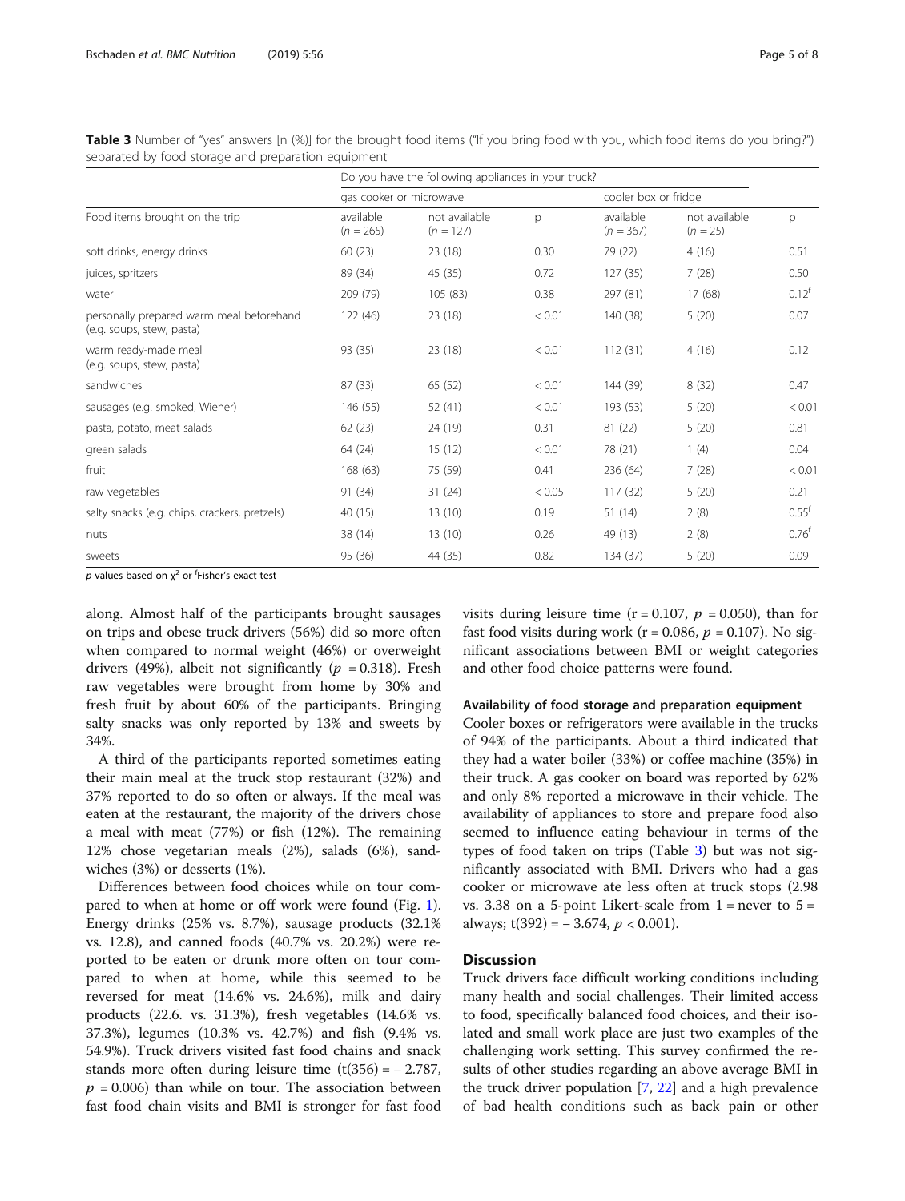**Table 3** Number of "yes" answers [n (%)] for the brought food items ("If you bring food with you, which food items do you bring?") separated by food storage and preparation equipment

| | Do you have the following appliances in your truck? | | | | | |
|---|---|---|---|---|---|---|
| | gas cooker or microwave | | | cooler box or fridge | | |
| Food items brought on the trip | available ($n = 265$) | not available ($n = 127$) | p | available ($n = 367$) | not available ($n = 25$) | p |
| soft drinks, energy drinks | 60 (23) | 23 (18) | 0.30 | 79 (22) | 4 (16) | 0.51 |
| juices, spritzers | 89 (34) | 45 (35) | 0.72 | 127 (35) | 7 (28) | 0.50 |
| water | 209 (79) | 105 (83) | 0.38 | 297 (81) | 17 (68) | 0.12[f] |
| personally prepared warm meal beforehand (e.g. soups, stew, pasta) | 122 (46) | 23 (18) | < 0.01 | 140 (38) | 5 (20) | 0.07 |
| warm ready-made meal (e.g. soups, stew, pasta) | 93 (35) | 23 (18) | < 0.01 | 112 (31) | 4 (16) | 0.12 |
| sandwiches | 87 (33) | 65 (52) | < 0.01 | 144 (39) | 8 (32) | 0.47 |
| sausages (e.g. smoked, Wiener) | 146 (55) | 52 (41) | < 0.01 | 193 (53) | 5 (20) | < 0.01 |
| pasta, potato, meat salads | 62 (23) | 24 (19) | 0.31 | 81 (22) | 5 (20) | 0.81 |
| green salads | 64 (24) | 15 (12) | < 0.01 | 78 (21) | 1 (4) | 0.04 |
| fruit | 168 (63) | 75 (59) | 0.41 | 236 (64) | 7 (28) | < 0.01 |
| raw vegetables | 91 (34) | 31 (24) | < 0.05 | 117 (32) | 5 (20) | 0.21 |
| salty snacks (e.g. chips, crackers, pretzels) | 40 (15) | 13 (10) | 0.19 | 51 (14) | 2 (8) | 0.55[f] |
| nuts | 38 (14) | 13 (10) | 0.26 | 49 (13) | 2 (8) | 0.76[f] |
| sweets | 95 (36) | 44 (35) | 0.82 | 134 (37) | 5 (20) | 0.09 |

*p*-values based on $\chi^2$ or [f]Fisher's exact test

along. Almost half of the participants brought sausages on trips and obese truck drivers (56%) did so more often when compared to normal weight (46%) or overweight drivers (49%), albeit not significantly ($p = 0.318$). Fresh raw vegetables were brought from home by 30% and fresh fruit by about 60% of the participants. Bringing salty snacks was only reported by 13% and sweets by 34%.

A third of the participants reported sometimes eating their main meal at the truck stop restaurant (32%) and 37% reported to do so often or always. If the meal was eaten at the restaurant, the majority of the drivers chose a meal with meat (77%) or fish (12%). The remaining 12% chose vegetarian meals (2%), salads (6%), sandwiches (3%) or desserts (1%).

Differences between food choices while on tour compared to when at home or off work were found (Fig. 1). Energy drinks (25% vs. 8.7%), sausage products (32.1% vs. 12.8), and canned foods (40.7% vs. 20.2%) were reported to be eaten or drunk more often on tour compared to when at home, while this seemed to be reversed for meat (14.6% vs. 24.6%), milk and dairy products (22.6. vs. 31.3%), fresh vegetables (14.6% vs. 37.3%), legumes (10.3% vs. 42.7%) and fish (9.4% vs. 54.9%). Truck drivers visited fast food chains and snack stands more often during leisure time ($t(356) = -2.787$, $p = 0.006$) than while on tour. The association between fast food chain visits and BMI is stronger for fast food visits during leisure time ($r = 0.107$, $p = 0.050$), than for fast food visits during work ($r = 0.086$, $p = 0.107$). No significant associations between BMI or weight categories and other food choice patterns were found.

### Availability of food storage and preparation equipment

Cooler boxes or refrigerators were available in the trucks of 94% of the participants. About a third indicated that they had a water boiler (33%) or coffee machine (35%) in their truck. A gas cooker on board was reported by 62% and only 8% reported a microwave in their vehicle. The availability of appliances to store and prepare food also seemed to influence eating behaviour in terms of the types of food taken on trips (Table 3) but was not significantly associated with BMI. Drivers who had a gas cooker or microwave ate less often at truck stops (2.98 vs. 3.38 on a 5-point Likert-scale from 1 = never to 5 = always; $t(392) = -3.674$, $p < 0.001$).

## Discussion

Truck drivers face difficult working conditions including many health and social challenges. Their limited access to food, specifically balanced food choices, and their isolated and small work place are just two examples of the challenging work setting. This survey confirmed the results of other studies regarding an above average BMI in the truck driver population [7, 22] and a high prevalence of bad health conditions such as back pain or other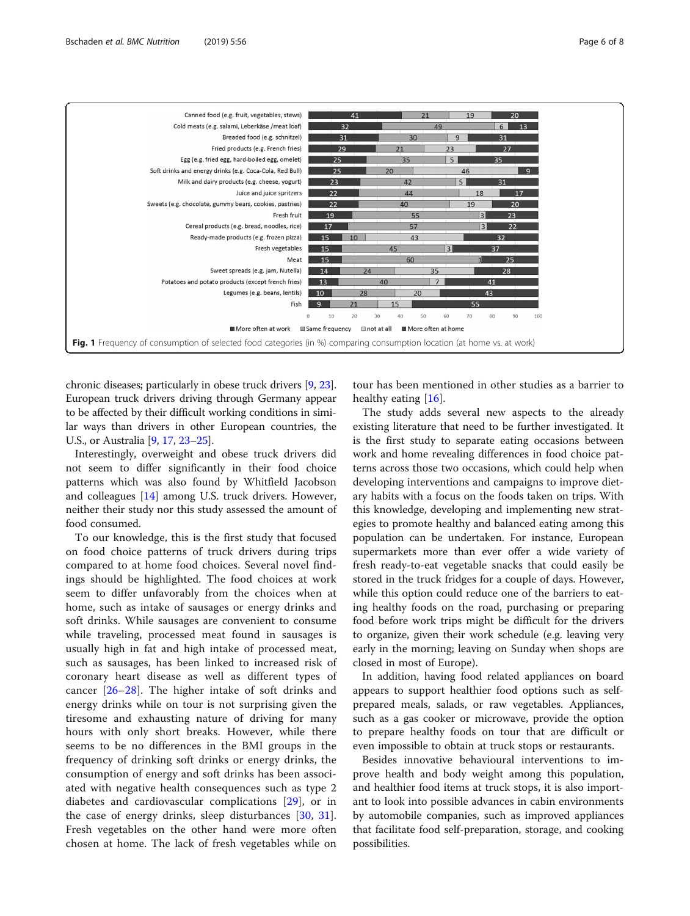| | More often at work | Same frequency | not at all | More often at home |
|---|---|---|---|---|
| Canned food (e.g. fruit, vegetables, stews) | 41 | 21 | 19 | 20 |
| Cold meats (e.g. salami, Leberkäse /meat loaf) | 32 | 49 | 6 | 13 |
| Breaded food (e.g. schnitzel) | 31 | 30 | 9 | 31 |
| Fried products (e.g. French fries) | 29 | 21 | 23 | 27 |
| Egg (e.g. fried egg, hard-boiled egg, omelet) | 25 | 35 | 5 | 35 |
| Soft drinks and energy drinks (e.g. Coca-Cola, Red Bull) | 25 | 20 | 46 | 9 |
| Milk and dairy products (e.g. cheese, yogurt) | 23 | 42 | 5 | 31 |
| Juice and juice spritzers | 22 | 44 | 18 | 17 |
| Sweets (e.g. chocolate, gummy bears, cookies, pastries) | 22 | 40 | 19 | 20 |
| Fresh fruit | 19 | 55 | 3 | 23 |
| Cereal products (e.g. bread, noodles, rice) | 17 | 57 | 3 | 22 |
| Ready-made products (e.g. frozen pizza) | 15 | 10 | 43 | 32 |
| Fresh vegetables | 15 | 45 | 3 | 37 |
| Meat | 15 | 60 | 1 | 25 |
| Sweet spreads (e.g. jam, Nutella) | 14 | 24 | 35 | 28 |
| Potatoes and potato products (except french fries) | 13 | 40 | 7 | 41 |
| Legumes (e.g. beans, lentils) | 10 | 28 | 20 | 43 |
| Fish | 9 | 21 | 15 | 55 |

**Fig. 1** Frequency of consumption of selected food categories (in %) comparing consumption location (at home vs. at work)

chronic diseases; particularly in obese truck drivers [9, 23]. European truck drivers driving through Germany appear to be affected by their difficult working conditions in similar ways than drivers in other European countries, the U.S., or Australia [9, 17, 23–25].

Interestingly, overweight and obese truck drivers did not seem to differ significantly in their food choice patterns which was also found by Whitfield Jacobson and colleagues [14] among U.S. truck drivers. However, neither their study nor this study assessed the amount of food consumed.

To our knowledge, this is the first study that focused on food choice patterns of truck drivers during trips compared to at home food choices. Several novel findings should be highlighted. The food choices at work seem to differ unfavorably from the choices when at home, such as intake of sausages or energy drinks and soft drinks. While sausages are convenient to consume while traveling, processed meat found in sausages is usually high in fat and high intake of processed meat, such as sausages, has been linked to increased risk of coronary heart disease as well as different types of cancer [26–28]. The higher intake of soft drinks and energy drinks while on tour is not surprising given the tiresome and exhausting nature of driving for many hours with only short breaks. However, while there seems to be no differences in the BMI groups in the frequency of drinking soft drinks or energy drinks, the consumption of energy and soft drinks has been associated with negative health consequences such as type 2 diabetes and cardiovascular complications [29], or in the case of energy drinks, sleep disturbances [30, 31]. Fresh vegetables on the other hand were more often chosen at home. The lack of fresh vegetables while on tour has been mentioned in other studies as a barrier to healthy eating [16].

The study adds several new aspects to the already existing literature that need to be further investigated. It is the first study to separate eating occasions between work and home revealing differences in food choice patterns across those two occasions, which could help when developing interventions and campaigns to improve dietary habits with a focus on the foods taken on trips. With this knowledge, developing and implementing new strategies to promote healthy and balanced eating among this population can be undertaken. For instance, European supermarkets more than ever offer a wide variety of fresh ready-to-eat vegetable snacks that could easily be stored in the truck fridges for a couple of days. However, while this option could reduce one of the barriers to eating healthy foods on the road, purchasing or preparing food before work trips might be difficult for the drivers to organize, given their work schedule (e.g. leaving very early in the morning; leaving on Sunday when shops are closed in most of Europe).

In addition, having food related appliances on board appears to support healthier food options such as self-prepared meals, salads, or raw vegetables. Appliances, such as a gas cooker or microwave, provide the option to prepare healthy foods on tour that are difficult or even impossible to obtain at truck stops or restaurants.

Besides innovative behavioural interventions to improve health and body weight among this population, and healthier food items at truck stops, it is also important to look into possible advances in cabin environments by automobile companies, such as improved appliances that facilitate food self-preparation, storage, and cooking possibilities.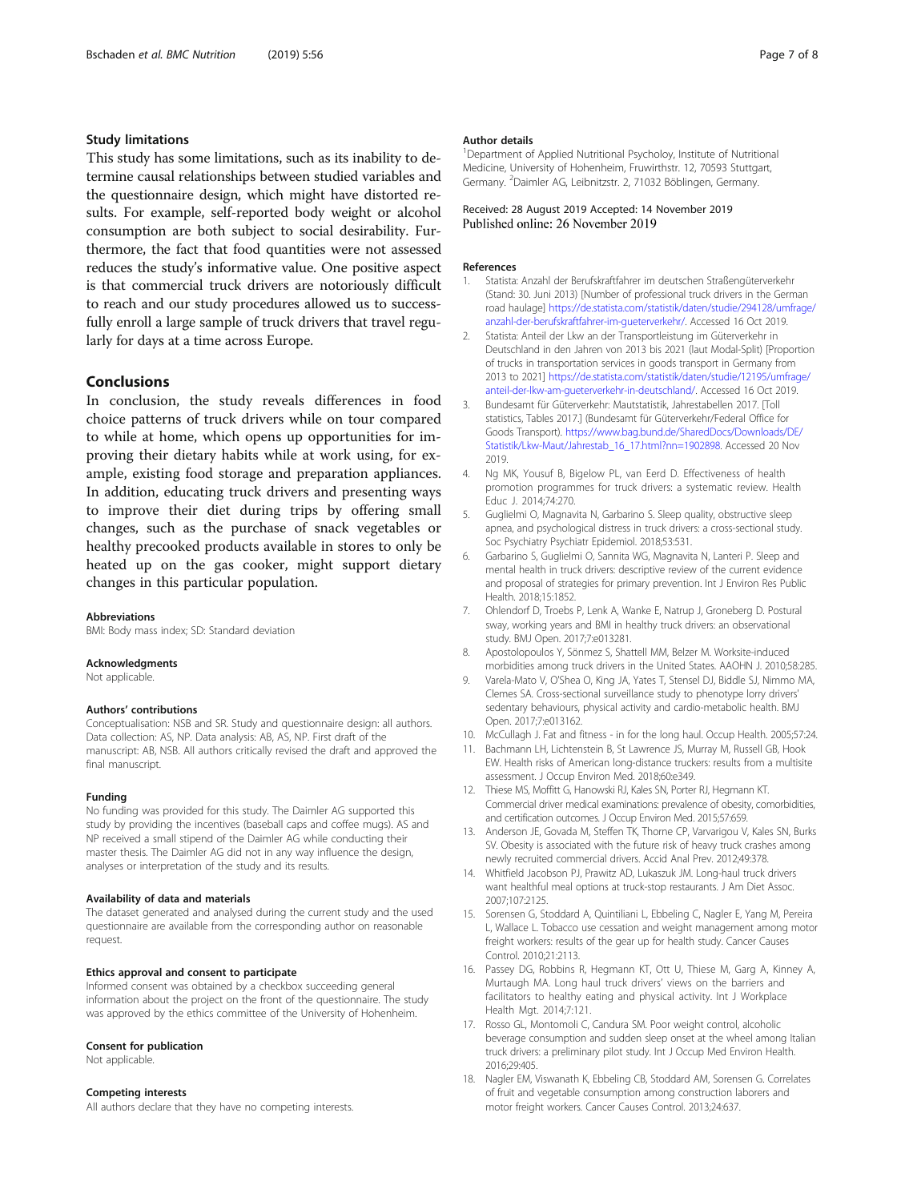### Study limitations

This study has some limitations, such as its inability to determine causal relationships between studied variables and the questionnaire design, which might have distorted results. For example, self-reported body weight or alcohol consumption are both subject to social desirability. Furthermore, the fact that food quantities were not assessed reduces the study's informative value. One positive aspect is that commercial truck drivers are notoriously difficult to reach and our study procedures allowed us to successfully enroll a large sample of truck drivers that travel regularly for days at a time across Europe.

## Conclusions

In conclusion, the study reveals differences in food choice patterns of truck drivers while on tour compared to while at home, which opens up opportunities for improving their dietary habits while at work using, for example, existing food storage and preparation appliances. In addition, educating truck drivers and presenting ways to improve their diet during trips by offering small changes, such as the purchase of snack vegetables or healthy precooked products available in stores to only be heated up on the gas cooker, might support dietary changes in this particular population.

#### Abbreviations

BMI: Body mass index; SD: Standard deviation

#### Acknowledgments

Not applicable.

#### Authors' contributions

Conceptualisation: NSB and SR. Study and questionnaire design: all authors. Data collection: AS, NP. Data analysis: AB, AS, NP. First draft of the manuscript: AB, NSB. All authors critically revised the draft and approved the final manuscript.

#### Funding

No funding was provided for this study. The Daimler AG supported this study by providing the incentives (baseball caps and coffee mugs). AS and NP received a small stipend of the Daimler AG while conducting their master thesis. The Daimler AG did not in any way influence the design, analyses or interpretation of the study and its results.

#### Availability of data and materials

The dataset generated and analysed during the current study and the used questionnaire are available from the corresponding author on reasonable request.

#### Ethics approval and consent to participate

Informed consent was obtained by a checkbox succeeding general information about the project on the front of the questionnaire. The study was approved by the ethics committee of the University of Hohenheim.

#### Consent for publication

Not applicable.

#### Competing interests

All authors declare that they have no competing interests.

#### Author details

[1]Department of Applied Nutritional Psycholoy, Institute of Nutritional Medicine, University of Hohenheim, Fruwirthstr. 12, 70593 Stuttgart, Germany. [2]Daimler AG, Leibnitzstr. 2, 71032 Böblingen, Germany.

Received: 28 August 2019 Accepted: 14 November 2019
Published online: 26 November 2019

#### References

1. Statista: Anzahl der Berufskraftfahrer im deutschen Straßengüterverkehr (Stand: 30. Juni 2013) [Number of professional truck drivers in the German road haulage] https://de.statista.com/statistik/daten/studie/294128/umfrage/anzahl-der-berufskraftfahrer-im-gueterverkehr/. Accessed 16 Oct 2019.
2. Statista: Anteil der Lkw an der Transportleistung im Güterverkehr in Deutschland in den Jahren von 2013 bis 2021 (laut Modal-Split) [Proportion of trucks in transportation services in goods transport in Germany from 2013 to 2021] https://de.statista.com/statistik/daten/studie/12195/umfrage/anteil-der-lkw-am-gueterverkehr-in-deutschland/. Accessed 16 Oct 2019.
3. Bundesamt für Güterverkehr: Mautstatistik, Jahrestabellen 2017. [Toll statistics, Tables 2017.] (Bundesamt für Güterverkehr/Federal Office for Goods Transport). https://www.bag.bund.de/SharedDocs/Downloads/DE/Statistik/Lkw-Maut/Jahrestab_16_17.html?nn=1902898. Accessed 20 Nov 2019.
4. Ng MK, Yousuf B, Bigelow PL, van Eerd D. Effectiveness of health promotion programmes for truck drivers: a systematic review. Health Educ J. 2014;74:270.
5. Guglielmi O, Magnavita N, Garbarino S. Sleep quality, obstructive sleep apnea, and psychological distress in truck drivers: a cross-sectional study. Soc Psychiatry Psychiatr Epidemiol. 2018;53:531.
6. Garbarino S, Guglielmi O, Sannita WG, Magnavita N, Lanteri P. Sleep and mental health in truck drivers: descriptive review of the current evidence and proposal of strategies for primary prevention. Int J Environ Res Public Health. 2018;15:1852.
7. Ohlendorf D, Troebs P, Lenk A, Wanke E, Natrup J, Groneberg D. Postural sway, working years and BMI in healthy truck drivers: an observational study. BMJ Open. 2017;7:e013281.
8. Apostolopoulos Y, Sönmez S, Shattell MM, Belzer M. Worksite-induced morbidities among truck drivers in the United States. AAOHN J. 2010;58:285.
9. Varela-Mato V, O'Shea O, King JA, Yates T, Stensel DJ, Biddle SJ, Nimmo MA, Clemes SA. Cross-sectional surveillance study to phenotype lorry drivers' sedentary behaviours, physical activity and cardio-metabolic health. BMJ Open. 2017;7:e013162.
10. McCullagh J. Fat and fitness - in for the long haul. Occup Health. 2005;57:24.
11. Bachmann LH, Lichtenstein B, St Lawrence JS, Murray M, Russell GB, Hook EW. Health risks of American long-distance truckers: results from a multisite assessment. J Occup Environ Med. 2018;60:e349.
12. Thiese MS, Moffitt G, Hanowski RJ, Kales SN, Porter RJ, Hegmann KT. Commercial driver medical examinations: prevalence of obesity, comorbidities, and certification outcomes. J Occup Environ Med. 2015;57:659.
13. Anderson JE, Govada M, Steffen TK, Thorne CP, Varvarigou V, Kales SN, Burks SV. Obesity is associated with the future risk of heavy truck crashes among newly recruited commercial drivers. Accid Anal Prev. 2012;49:378.
14. Whitfield Jacobson PJ, Prawitz AD, Lukaszuk JM. Long-haul truck drivers want healthful meal options at truck-stop restaurants. J Am Diet Assoc. 2007;107:2125.
15. Sorensen G, Stoddard A, Quintiliani L, Ebbeling C, Nagler E, Yang M, Pereira L, Wallace L. Tobacco use cessation and weight management among motor freight workers: results of the gear up for health study. Cancer Causes Control. 2010;21:2113.
16. Passey DG, Robbins R, Hegmann KT, Ott U, Thiese M, Garg A, Kinney A, Murtaugh MA. Long haul truck drivers' views on the barriers and facilitators to healthy eating and physical activity. Int J Workplace Health Mgt. 2014;7:121.
17. Rosso GL, Montomoli C, Candura SM. Poor weight control, alcoholic beverage consumption and sudden sleep onset at the wheel among Italian truck drivers: a preliminary pilot study. Int J Occup Med Environ Health. 2016;29:405.
18. Nagler EM, Viswanath K, Ebbeling CB, Stoddard AM, Sorensen G. Correlates of fruit and vegetable consumption among construction laborers and motor freight workers. Cancer Causes Control. 2013;24:637.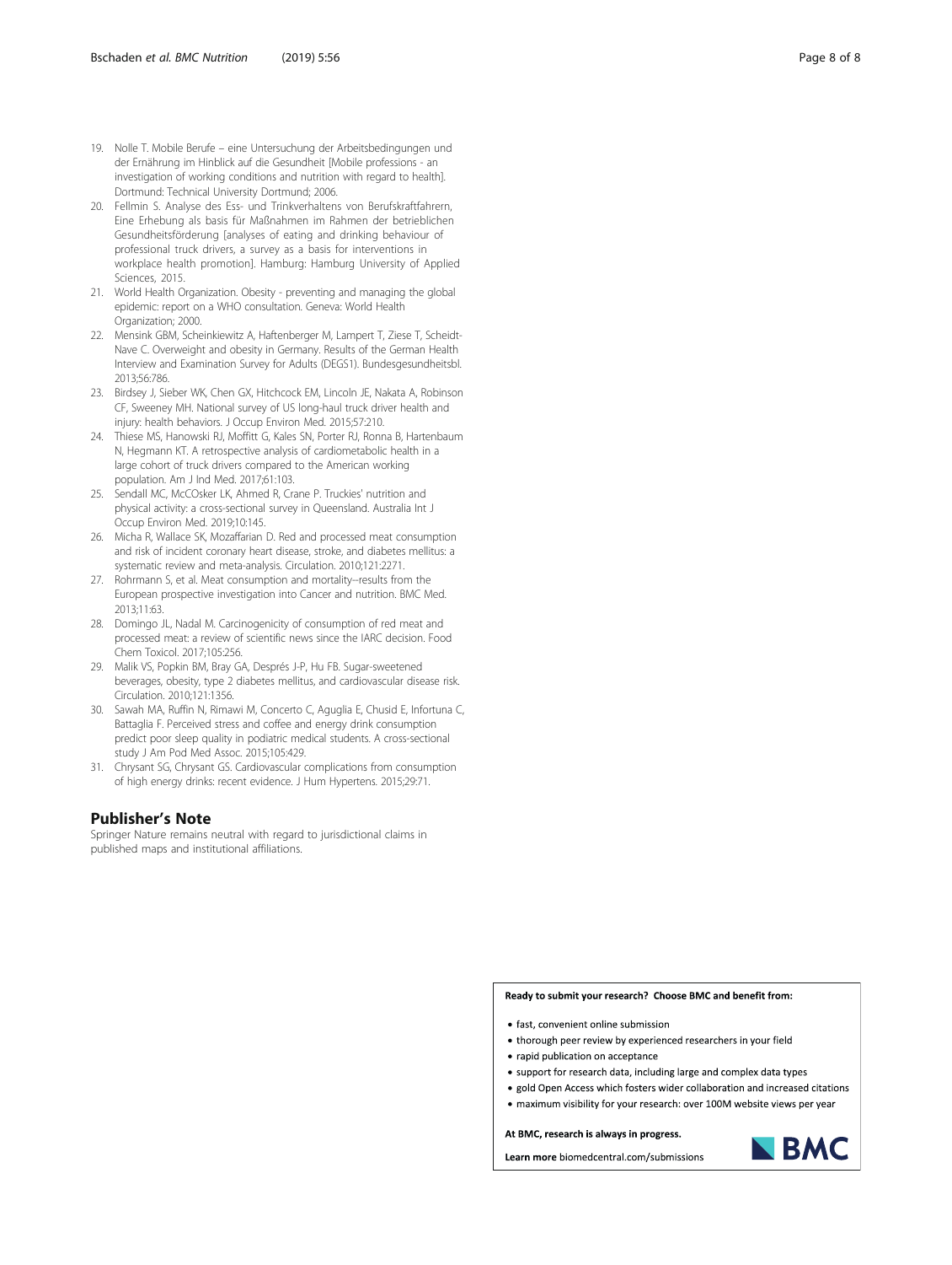19. Nolle T. Mobile Berufe – eine Untersuchung der Arbeitsbedingungen und der Ernährung im Hinblick auf die Gesundheit [Mobile professions - an investigation of working conditions and nutrition with regard to health]. Dortmund: Technical University Dortmund; 2006.
20. Fellmin S. Analyse des Ess- und Trinkverhaltens von Berufskraftfahrern, Eine Erhebung als basis für Maßnahmen im Rahmen der betrieblichen Gesundheitsförderung [analyses of eating and drinking behaviour of professional truck drivers, a survey as a basis for interventions in workplace health promotion]. Hamburg: Hamburg University of Applied Sciences, 2015.
21. World Health Organization. Obesity - preventing and managing the global epidemic: report on a WHO consultation. Geneva: World Health Organization; 2000.
22. Mensink GBM, Scheinkiewitz A, Haftenberger M, Lampert T, Ziese T, Scheidt-Nave C. Overweight and obesity in Germany. Results of the German Health Interview and Examination Survey for Adults (DEGS1). Bundesgesundheitsbl. 2013;56:786.
23. Birdsey J, Sieber WK, Chen GX, Hitchcock EM, Lincoln JE, Nakata A, Robinson CF, Sweeney MH. National survey of US long-haul truck driver health and injury: health behaviors. J Occup Environ Med. 2015;57:210.
24. Thiese MS, Hanowski RJ, Moffitt G, Kales SN, Porter RJ, Ronna B, Hartenbaum N, Hegmann KT. A retrospective analysis of cardiometabolic health in a large cohort of truck drivers compared to the American working population. Am J Ind Med. 2017;61:103.
25. Sendall MC, McCOsker LK, Ahmed R, Crane P. Truckies' nutrition and physical activity: a cross-sectional survey in Queensland. Australia Int J Occup Environ Med. 2019;10:145.
26. Micha R, Wallace SK, Mozaffarian D. Red and processed meat consumption and risk of incident coronary heart disease, stroke, and diabetes mellitus: a systematic review and meta-analysis. Circulation. 2010;121:2271.
27. Rohrmann S, et al. Meat consumption and mortality--results from the European prospective investigation into Cancer and nutrition. BMC Med. 2013;11:63.
28. Domingo JL, Nadal M. Carcinogenicity of consumption of red meat and processed meat: a review of scientific news since the IARC decision. Food Chem Toxicol. 2017;105:256.
29. Malik VS, Popkin BM, Bray GA, Després J-P, Hu FB. Sugar-sweetened beverages, obesity, type 2 diabetes mellitus, and cardiovascular disease risk. Circulation. 2010;121:1356.
30. Sawah MA, Ruffin N, Rimawi M, Concerto C, Aguglia E, Chusid E, Infortuna C, Battaglia F. Perceived stress and coffee and energy drink consumption predict poor sleep quality in podiatric medical students. A cross-sectional study J Am Pod Med Assoc. 2015;105:429.
31. Chrysant SG, Chrysant GS. Cardiovascular complications from consumption of high energy drinks: recent evidence. J Hum Hypertens. 2015;29:71.

## Publisher's Note

Springer Nature remains neutral with regard to jurisdictional claims in published maps and institutional affiliations.

**Ready to submit your research? Choose BMC and benefit from:**

- fast, convenient online submission
- thorough peer review by experienced researchers in your field
- rapid publication on acceptance
- support for research data, including large and complex data types
- gold Open Access which fosters wider collaboration and increased citations
- maximum visibility for your research: over 100M website views per year

**At BMC, research is always in progress.**

**Learn more** biomedcentral.com/submissions

BMC